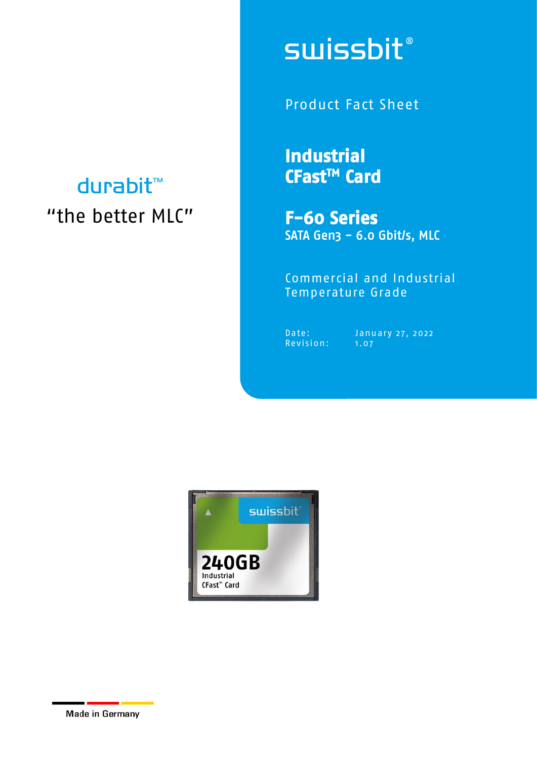swissbit®

Product Fact Sheet

# Industrial CFast™ Card

## F-60 Series

**SATA Gen3 – 6.0 Gbit/s, MLC**

Commercial and Industrial Temperature Grade

Date: January 27, 2022
Revision: 1.07

durabit™

"the better MLC"

Made in Germany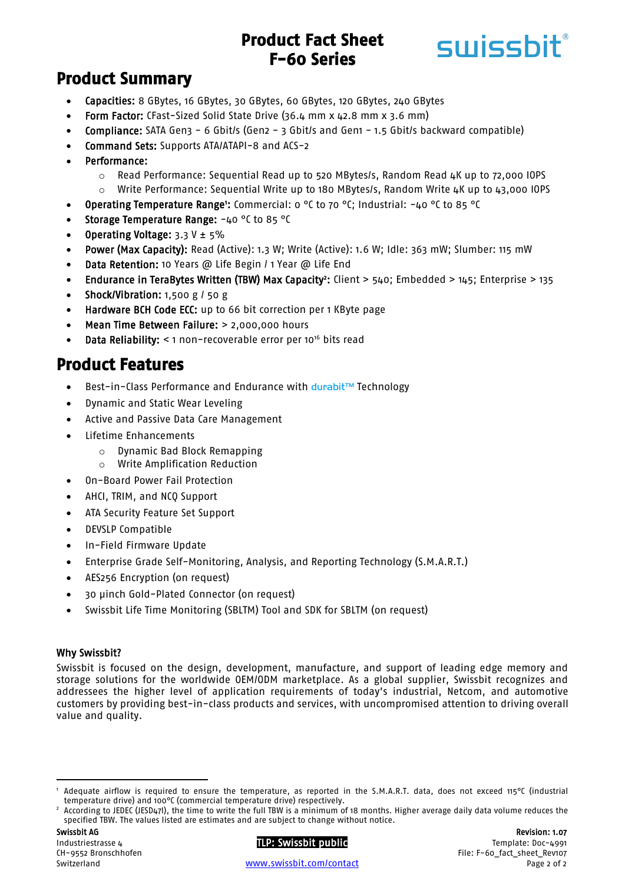# Product Fact Sheet
# F-60 Series

## Product Summary

- **Capacities:** 8 GBytes, 16 GBytes, 30 GBytes, 60 GBytes, 120 GBytes, 240 GBytes
- **Form Factor:** CFast-Sized Solid State Drive (36.4 mm x 42.8 mm x 3.6 mm)
- **Compliance:** SATA Gen3 - 6 Gbit/s (Gen2 - 3 Gbit/s and Gen1 - 1.5 Gbit/s backward compatible)
- **Command Sets:** Supports ATA/ATAPI-8 and ACS-2
- **Performance:**
  - Read Performance: Sequential Read up to 520 MBytes/s, Random Read 4K up to 72,000 IOPS
  - Write Performance: Sequential Write up to 180 MBytes/s, Random Write 4K up to 43,000 IOPS
- **Operating Temperature Range[1]:** Commercial: 0 °C to 70 °C; Industrial: -40 °C to 85 °C
- **Storage Temperature Range:** -40 °C to 85 °C
- **Operating Voltage:** 3.3 V ± 5%
- **Power (Max Capacity):** Read (Active): 1.3 W; Write (Active): 1.6 W; Idle: 363 mW; Slumber: 115 mW
- **Data Retention:** 10 Years @ Life Begin / 1 Year @ Life End
- **Endurance in TeraBytes Written (TBW) Max Capacity[2]:** Client > 540; Embedded > 145; Enterprise > 135
- **Shock/Vibration:** 1,500 g / 50 g
- **Hardware BCH Code ECC:** up to 66 bit correction per 1 KByte page
- **Mean Time Between Failure:** > 2,000,000 hours
- **Data Reliability:** < 1 non-recoverable error per $10^{16}$ bits read

## Product Features

- Best-in-Class Performance and Endurance with durabit™ Technology
- Dynamic and Static Wear Leveling
- Active and Passive Data Care Management
- Lifetime Enhancements
  - Dynamic Bad Block Remapping
  - Write Amplification Reduction
- On-Board Power Fail Protection
- AHCI, TRIM, and NCQ Support
- ATA Security Feature Set Support
- DEVSLP Compatible
- In-Field Firmware Update
- Enterprise Grade Self-Monitoring, Analysis, and Reporting Technology (S.M.A.R.T.)
- AES256 Encryption (on request)
- 30 µinch Gold-Plated Connector (on request)
- Swissbit Life Time Monitoring (SBLTM) Tool and SDK for SBLTM (on request)

**Why Swissbit?**

Swissbit is focused on the design, development, manufacture, and support of leading edge memory and storage solutions for the worldwide OEM/ODM marketplace. As a global supplier, Swissbit recognizes and addressees the higher level of application requirements of today's industrial, Netcom, and automotive customers by providing best-in-class products and services, with uncompromised attention to driving overall value and quality.

[1] Adequate airflow is required to ensure the temperature, as reported in the S.M.A.R.T. data, does not exceed 115°C (industrial temperature drive) and 100°C (commercial temperature drive) respectively.

[2] According to JEDEC (JESD47I), the time to write the full TBW is a minimum of 18 months. Higher average daily data volume reduces the specified TBW. The values listed are estimates and are subject to change without notice.

**Swissbit AG**
Industriestrasse 4
CH-9552 Bronschhofen
Switzerland

TLP: Swissbit public

www.swissbit.com/contact

**Revision: 1.07**
Template: Doc-4991
File: F-60_fact_sheet_Rev107